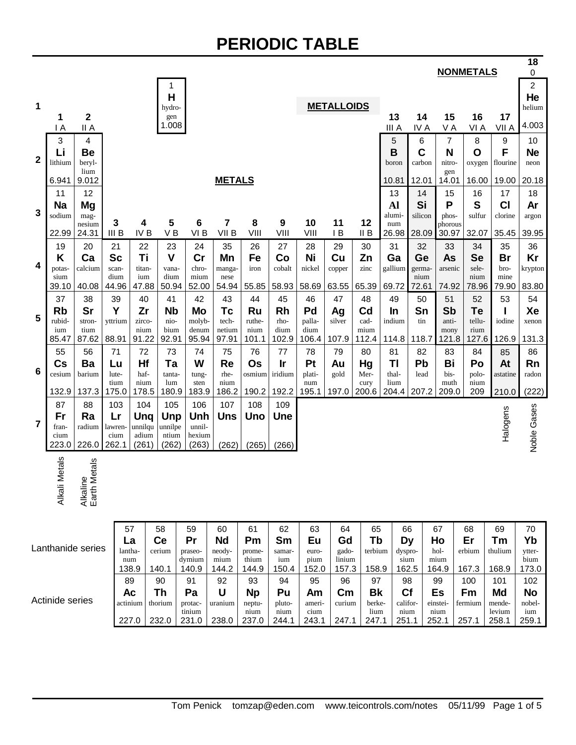# PERIODIC TABLE

| Period | 1 (I A) | 2 (II A) | 3 (III B) | 4 (IV B) | 5 (V B) | 6 (VI B) | 7 (VII B) | 8 (VIII) | 9 (VIII) | 10 (VIII) | 11 (I B) | 12 (II B) | 13 (III A) | 14 (IV A) | 15 (V A) | 16 (VI A) | 17 (VII A) | 18 (0) |
|---|---|---|---|---|---|---|---|---|---|---|---|---|---|---|---|---|---|---|
| 1 | | | | | 1 **H** hydrogen 1.008 | | | | | | | | | | | | | 2 **He** helium 4.003 |
| 2 | 3 **Li** lithium 6.941 | 4 **Be** beryllium 9.012 | | | | | | | | | | | 5 **B** boron 10.81 | 6 **C** carbon 12.01 | 7 **N** nitrogen 14.01 | 8 **O** oxygen 16.00 | 9 **F** flourine 19.00 | 10 **Ne** neon 20.18 |
| 3 | 11 **Na** sodium 22.99 | 12 **Mg** magnesium 24.31 | | | | | | | | | | | 13 **Al** aluminum 26.98 | 14 **Si** silicon 28.09 | 15 **P** phosphorous 30.97 | 16 **S** sulfur 32.07 | 17 **Cl** clorine 35.45 | 18 **Ar** argon 39.95 |
| 4 | 19 **K** potassium 39.10 | 20 **Ca** calcium 40.08 | 21 **Sc** scandium 44.96 | 22 **Ti** titanium 47.88 | 23 **V** vanadium 50.94 | 24 **Cr** chromium 52.00 | 35 **Mn** manganese 54.94 | 26 **Fe** iron 55.85 | 27 **Co** cobalt 58.93 | 28 **Ni** nickel 58.69 | 29 **Cu** copper 63.55 | 30 **Zn** zinc 65.39 | 31 **Ga** gallium 69.72 | 32 **Ge** germanium 72.61 | 33 **As** arsenic 74.92 | 34 **Se** selenium 78.96 | 35 **Br** bromine 79.90 | 36 **Kr** krypton 83.80 |
| 5 | 37 **Rb** rubidium 85.47 | 38 **Sr** strontium 87.62 | 39 **Y** yttrium 88.91 | 40 **Zr** zirconium 91.22 | 41 **Nb** niobium 92.91 | 42 **Mo** molybdenum 95.94 | 43 **Tc** technetium 97.91 | 44 **Ru** ruthenium 101.1 | 45 **Rh** rhodium 102.9 | 46 **Pd** palladium 106.4 | 47 **Ag** silver 107.9 | 48 **Cd** cadmium 112.4 | 49 **In** indium 114.8 | 50 **Sn** tin 118.7 | 51 **Sb** antimony 121.8 | 52 **Te** tellurium 127.6 | 53 **I** iodine 126.9 | 54 **Xe** xenon 131.3 |
| 6 | 55 **Cs** cesium 132.9 | 56 **Ba** barium 137.3 | 71 **Lu** lutetium 175.0 | 72 **Hf** hafnium 178.5 | 73 **Ta** tantalum 180.9 | 74 **W** tungsten 183.9 | 75 **Re** rhenium 186.2 | 76 **Os** osmium 190.2 | 77 **Ir** iridium 192.2 | 78 **Pt** platinum 195.1 | 79 **Au** gold 197.0 | 80 **Hg** Mercury 200.6 | 81 **Tl** thallium 204.4 | 82 **Pb** lead 207.2 | 83 **Bi** bismuth 209.0 | 84 **Po** polonium 209 | 85 **At** astatine 210.0 | 86 **Rn** radon (222) |
| 7 | 87 **Fr** francium 223.0 | 88 **Ra** radium 226.0 | 103 **Lr** lawrencium 262.1 | 104 **Unq** unnilquadium (261) | 105 **Unp** unnilpentium (262) | 106 **Unh** unnilhexium (263) | 107 **Uns** (262) | 108 **Uno** (265) | 109 **Une** (266) | | | | | | | | | |

Group labels: METALS, METALLOIDS, NONMETALS; Alkali Metals (group 1), Alkaline Earth Metals (group 2), Halogens (group 17), Noble Gases (group 18).

| Series | | | | | | | | | | | | | | |
|---|---|---|---|---|---|---|---|---|---|---|---|---|---|---|
| Lanthanide series | 57 **La** lanthanum 138.9 | 58 **Ce** cerium 140.1 | 59 **Pr** praseodymium 140.9 | 60 **Nd** neodymium 144.2 | 61 **Pm** promethium 144.9 | 62 **Sm** samarium 150.4 | 63 **Eu** europium 152.0 | 64 **Gd** gadolinium 157.3 | 65 **Tb** terbium 158.9 | 66 **Dy** dysprosium 162.5 | 67 **Ho** holmium 164.9 | 68 **Er** erbium 167.3 | 69 **Tm** thulium 168.9 | 70 **Yb** ytterbium 173.0 |
| Actinide series | 89 **Ac** actinium 227.0 | 90 **Th** thorium 232.0 | 91 **Pa** protactinium 231.0 | 92 **U** uranium 238.0 | 93 **Np** neptunium 237.0 | 94 **Pu** plutonium 244.1 | 95 **Am** americium 243.1 | 96 **Cm** curium 247.1 | 97 **Bk** berkelium 247.1 | 98 **Cf** californium 251.1 | 99 **Es** einsteinium 252.1 | 100 **Fm** fermium 257.1 | 101 **Md** mendelevium 258.1 | 102 **No** nobelium 259.1 |

Tom Penick tomzap@eden.com www.teicontrols.com/notes 05/11/99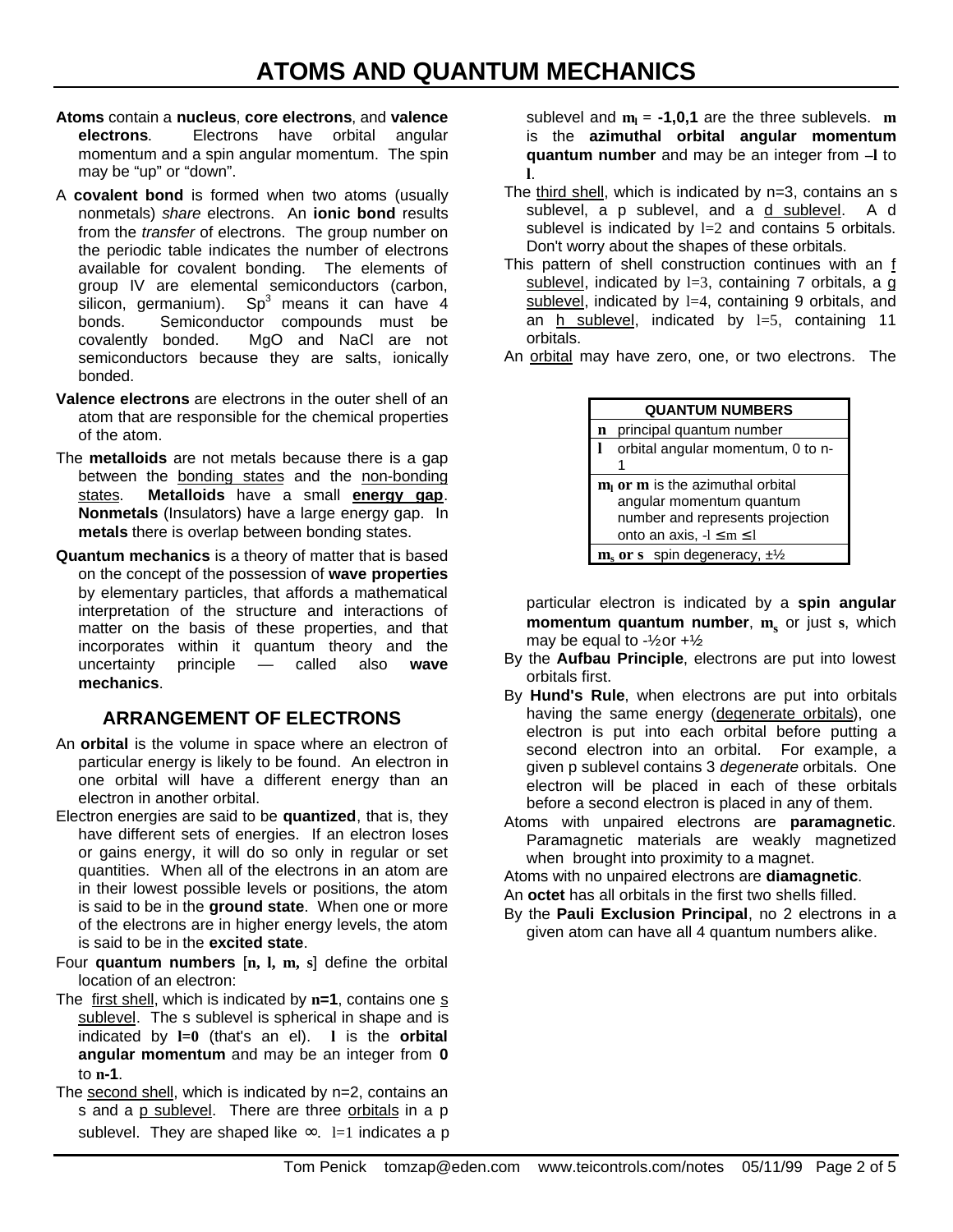# ATOMS AND QUANTUM MECHANICS

**Atoms** contain a **nucleus**, **core electrons**, and **valence electrons**. Electrons have orbital angular momentum and a spin angular momentum. The spin may be "up" or "down".

A **covalent bond** is formed when two atoms (usually nonmetals) *share* electrons. An **ionic bond** results from the *transfer* of electrons. The group number on the periodic table indicates the number of electrons available for covalent bonding. The elements of group IV are elemental semiconductors (carbon, silicon, germanium). $Sp^3$ means it can have 4 bonds. Semiconductor compounds must be covalently bonded. MgO and NaCl are not semiconductors because they are salts, ionically bonded.

**Valence electrons** are electrons in the outer shell of an atom that are responsible for the chemical properties of the atom.

The **metalloids** are not metals because there is a gap between the bonding states and the non-bonding states. **Metalloids** have a small **energy gap**. **Nonmetals** (Insulators) have a large energy gap. In **metals** there is overlap between bonding states.

**Quantum mechanics** is a theory of matter that is based on the concept of the possession of **wave properties** by elementary particles, that affords a mathematical interpretation of the structure and interactions of matter on the basis of these properties, and that incorporates within it quantum theory and the uncertainty principle — called also **wave mechanics**.

## ARRANGEMENT OF ELECTRONS

An **orbital** is the volume in space where an electron of particular energy is likely to be found. An electron in one orbital will have a different energy than an electron in another orbital.

Electron energies are said to be **quantized**, that is, they have different sets of energies. If an electron loses or gains energy, it will do so only in regular or set quantities. When all of the electrons in an atom are in their lowest possible levels or positions, the atom is said to be in the **ground state**. When one or more of the electrons are in higher energy levels, the atom is said to be in the **excited state**.

Four **quantum numbers** [**n, l, m, s**] define the orbital location of an electron:

The first shell, which is indicated by **n=1**, contains one s sublevel. The s sublevel is spherical in shape and is indicated by **l=0** (that's an el). **l** is the **orbital angular momentum** and may be an integer from **0** to **n-1**.

The second shell, which is indicated by n=2, contains an s and a p sublevel. There are three orbitals in a p sublevel. They are shaped like ∞. l=1 indicates a p sublevel and $m_l$ = **-1,0,1** are the three sublevels. **m** is the **azimuthal orbital angular momentum quantum number** and may be an integer from –**l** to **l**.

The third shell, which is indicated by n=3, contains an s sublevel, a p sublevel, and a d sublevel. A d sublevel is indicated by l=2 and contains 5 orbitals. Don't worry about the shapes of these orbitals.

This pattern of shell construction continues with an f sublevel, indicated by l=3, containing 7 orbitals, a g sublevel, indicated by l=4, containing 9 orbitals, and an h sublevel, indicated by l=5, containing 11 orbitals.

An orbital may have zero, one, or two electrons. The particular electron is indicated by a **spin angular momentum quantum number**, $m_s$ or just **s**, which may be equal to -½ or +½

| QUANTUM NUMBERS | |
|---|---|
| **n** | principal quantum number |
| **l** | orbital angular momentum, 0 to n-1 |
| **$m_l$ or m** is the azimuthal orbital angular momentum quantum number and represents projection onto an axis, $-l \le m \le l$ | |
| **$m_s$ or s** | spin degeneracy, ±½ |

By the **Aufbau Principle**, electrons are put into lowest orbitals first.

By **Hund's Rule**, when electrons are put into orbitals having the same energy (degenerate orbitals), one electron is put into each orbital before putting a second electron into an orbital. For example, a given p sublevel contains 3 *degenerate* orbitals. One electron will be placed in each of these orbitals before a second electron is placed in any of them.

Atoms with unpaired electrons are **paramagnetic**. Paramagnetic materials are weakly magnetized when brought into proximity to a magnet.

Atoms with no unpaired electrons are **diamagnetic**.

An **octet** has all orbitals in the first two shells filled.

By the **Pauli Exclusion Principal**, no 2 electrons in a given atom can have all 4 quantum numbers alike.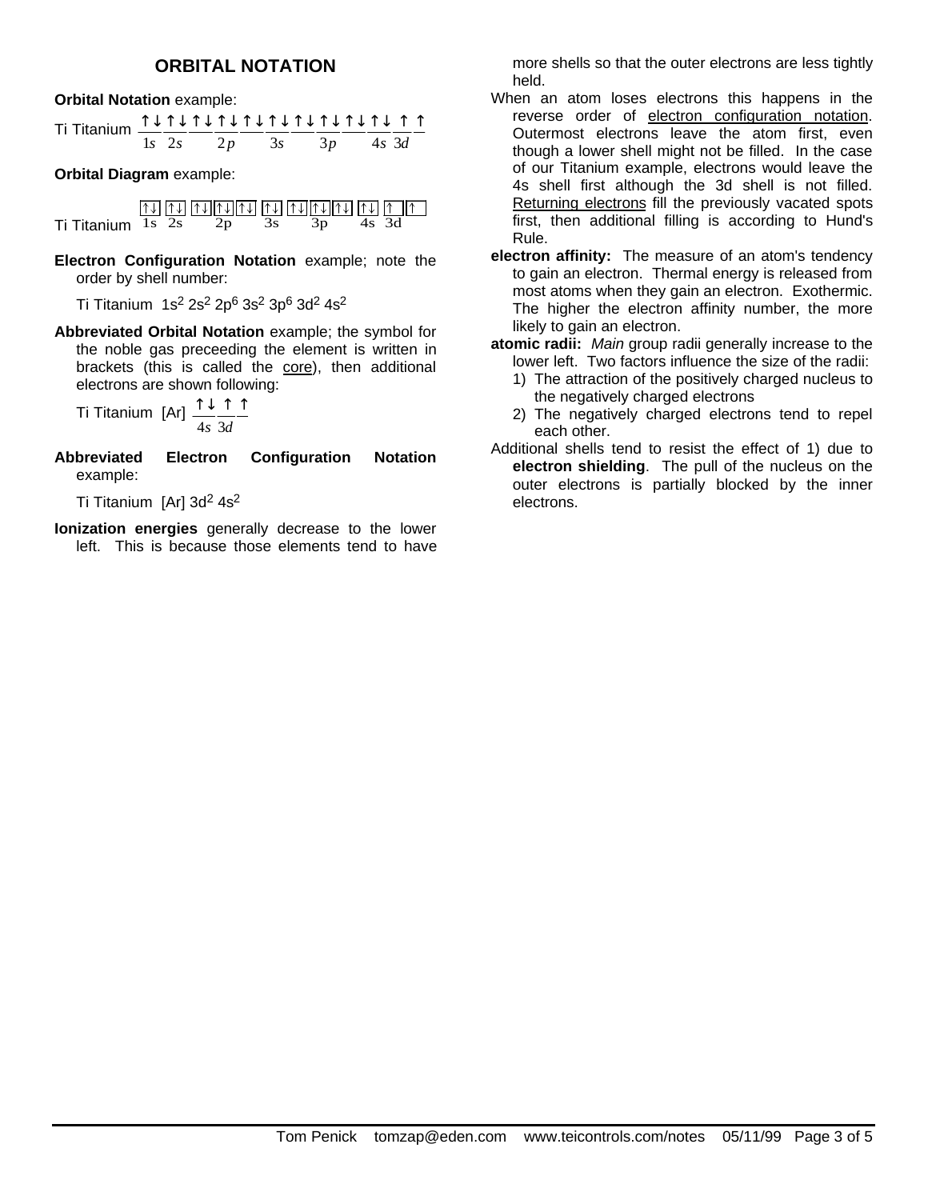## ORBITAL NOTATION

**Orbital Notation** example:

Ti Titanium ↑↓ ↑↓ ↑↓ ↑↓ ↑↓ ↑↓ ↑↓ ↑↓ ↑↓ ↑↓ ↑ ↑
(1s 2s 2p 3s 3p 4s 3d)

**Orbital Diagram** example:

Ti Titanium [↑↓] [↑↓] [↑↓][↑↓][↑↓] [↑↓] [↑↓][↑↓][↑↓] [↑↓] [↑][↑]
(1s 2s 2p 3s 3p 4s 3d)

**Electron Configuration Notation** example; note the order by shell number:

Ti Titanium $1s^2\ 2s^2\ 2p^6\ 3s^2\ 3p^6\ 3d^2\ 4s^2$

**Abbreviated Orbital Notation** example; the symbol for the noble gas preceeding the element is written in brackets (this is called the <u>core</u>), then additional electrons are shown following:

Ti Titanium [Ar] ↑↓ ↑ ↑
(4s 3d)

**Abbreviated Electron Configuration Notation** example:

Ti Titanium [Ar] $3d^2\ 4s^2$

**Ionization energies** generally decrease to the lower left. This is because those elements tend to have more shells so that the outer electrons are less tightly held.

When an atom loses electrons this happens in the reverse order of <u>electron configuration notation</u>. Outermost electrons leave the atom first, even though a lower shell might not be filled. In the case of our Titanium example, electrons would leave the 4s shell first although the 3d shell is not filled. <u>Returning electrons</u> fill the previously vacated spots first, then additional filling is according to Hund's Rule.

**electron affinity:** The measure of an atom's tendency to gain an electron. Thermal energy is released from most atoms when they gain an electron. Exothermic. The higher the electron affinity number, the more likely to gain an electron.

**atomic radii:** *Main* group radii generally increase to the lower left. Two factors influence the size of the radii:

1) The attraction of the positively charged nucleus to the negatively charged electrons
2) The negatively charged electrons tend to repel each other.

Additional shells tend to resist the effect of 1) due to **electron shielding**. The pull of the nucleus on the outer electrons is partially blocked by the inner electrons.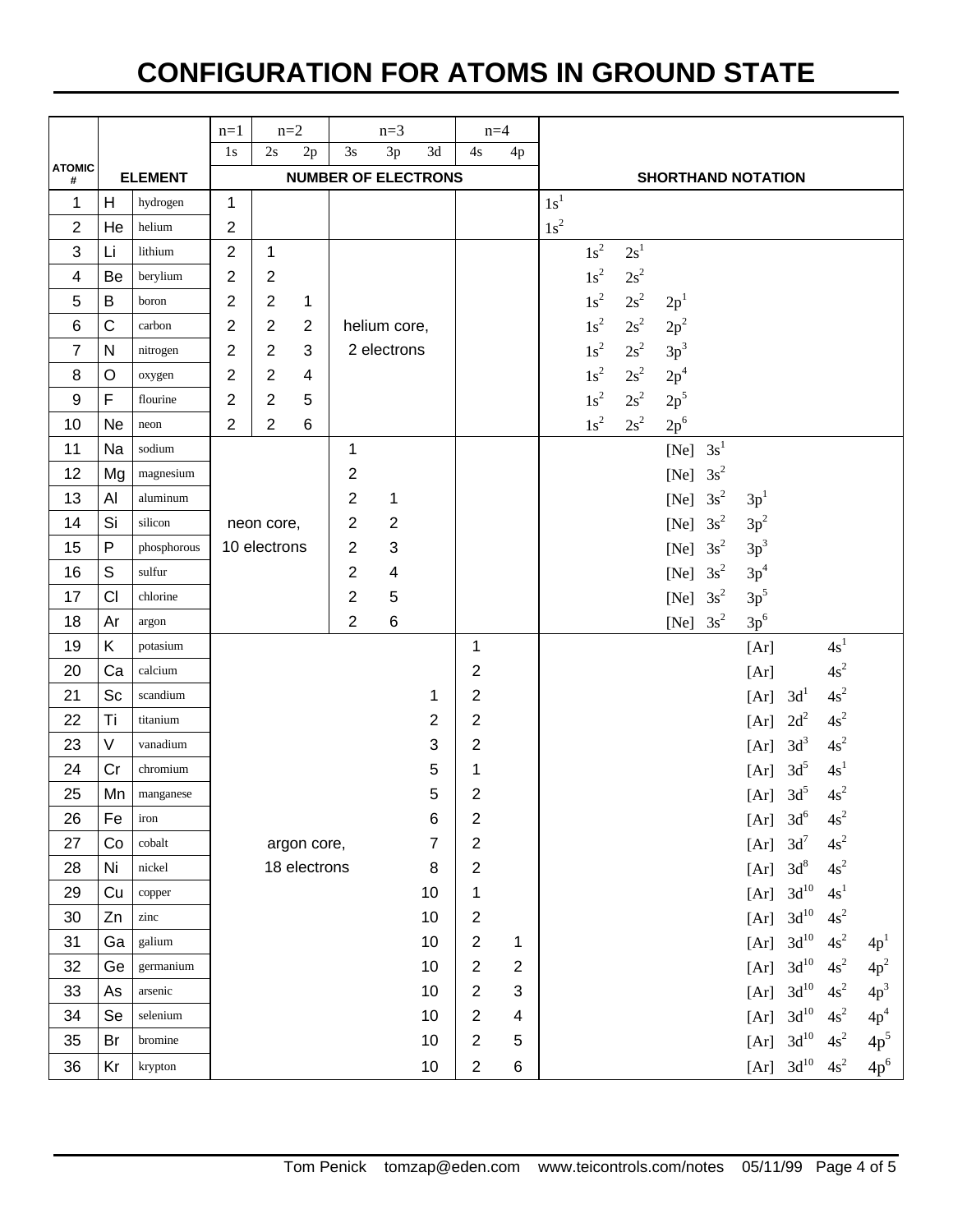# CONFIGURATION FOR ATOMS IN GROUND STATE

| ATOMIC # | ELEMENT | | 1s (n=1) | 2s (n=2) | 2p | 3s (n=3) | 3p | 3d | 4s (n=4) | 4p | SHORTHAND NOTATION |
|---|---|---|---|---|---|---|---|---|---|---|---|
| | | | NUMBER OF ELECTRONS | | | | | | | | |
| 1 | H | hydrogen | 1 | | | | | | | | $1s^1$ |
| 2 | He | helium | 2 | | | | | | | | $1s^2$ |
| 3 | Li | lithium | 2 | 1 | | helium core, 2 electrons | | | | | $1s^2$ $2s^1$ |
| 4 | Be | berylium | 2 | 2 | | | | | | | $1s^2$ $2s^2$ |
| 5 | B | boron | 2 | 2 | 1 | | | | | | $1s^2$ $2s^2$ $2p^1$ |
| 6 | C | carbon | 2 | 2 | 2 | | | | | | $1s^2$ $2s^2$ $2p^2$ |
| 7 | N | nitrogen | 2 | 2 | 3 | | | | | | $1s^2$ $2s^2$ $3p^3$ |
| 8 | O | oxygen | 2 | 2 | 4 | | | | | | $1s^2$ $2s^2$ $2p^4$ |
| 9 | F | flourine | 2 | 2 | 5 | | | | | | $1s^2$ $2s^2$ $2p^5$ |
| 10 | Ne | neon | 2 | 2 | 6 | | | | | | $1s^2$ $2s^2$ $2p^6$ |
| 11 | Na | sodium | neon core, 10 electrons | | | 1 | | | | | [Ne] $3s^1$ |
| 12 | Mg | magnesium | | | | 2 | | | | | [Ne] $3s^2$ |
| 13 | Al | aluminum | | | | 2 | 1 | | | | [Ne] $3s^2$ $3p^1$ |
| 14 | Si | silicon | | | | 2 | 2 | | | | [Ne] $3s^2$ $3p^2$ |
| 15 | P | phosphorous | | | | 2 | 3 | | | | [Ne] $3s^2$ $3p^3$ |
| 16 | S | sulfur | | | | 2 | 4 | | | | [Ne] $3s^2$ $3p^4$ |
| 17 | Cl | chlorine | | | | 2 | 5 | | | | [Ne] $3s^2$ $3p^5$ |
| 18 | Ar | argon | | | | 2 | 6 | | | | [Ne] $3s^2$ $3p^6$ |
| 19 | K | potasium | argon core, 18 electrons | | | | | | 1 | | [Ar] $4s^1$ |
| 20 | Ca | calcium | | | | | | | 2 | | [Ar] $4s^2$ |
| 21 | Sc | scandium | | | | | | 1 | 2 | | [Ar] $3d^1$ $4s^2$ |
| 22 | Ti | titanium | | | | | | 2 | 2 | | [Ar] $2d^2$ $4s^2$ |
| 23 | V | vanadium | | | | | | 3 | 2 | | [Ar] $3d^3$ $4s^2$ |
| 24 | Cr | chromium | | | | | | 5 | 1 | | [Ar] $3d^5$ $4s^1$ |
| 25 | Mn | manganese | | | | | | 5 | 2 | | [Ar] $3d^5$ $4s^2$ |
| 26 | Fe | iron | | | | | | 6 | 2 | | [Ar] $3d^6$ $4s^2$ |
| 27 | Co | cobalt | | | | | | 7 | 2 | | [Ar] $3d^7$ $4s^2$ |
| 28 | Ni | nickel | | | | | | 8 | 2 | | [Ar] $3d^8$ $4s^2$ |
| 29 | Cu | copper | | | | | | 10 | 1 | | [Ar] $3d^{10}$ $4s^1$ |
| 30 | Zn | zinc | | | | | | 10 | 2 | | [Ar] $3d^{10}$ $4s^2$ |
| 31 | Ga | galium | | | | | | 10 | 2 | 1 | [Ar] $3d^{10}$ $4s^2$ $4p^1$ |
| 32 | Ge | germanium | | | | | | 10 | 2 | 2 | [Ar] $3d^{10}$ $4s^2$ $4p^2$ |
| 33 | As | arsenic | | | | | | 10 | 2 | 3 | [Ar] $3d^{10}$ $4s^2$ $4p^3$ |
| 34 | Se | selenium | | | | | | 10 | 2 | 4 | [Ar] $3d^{10}$ $4s^2$ $4p^4$ |
| 35 | Br | bromine | | | | | | 10 | 2 | 5 | [Ar] $3d^{10}$ $4s^2$ $4p^5$ |
| 36 | Kr | krypton | | | | | | 10 | 2 | 6 | [Ar] $3d^{10}$ $4s^2$ $4p^6$ |

Tom Penick tomzap@eden.com www.teicontrols.com/notes 05/11/99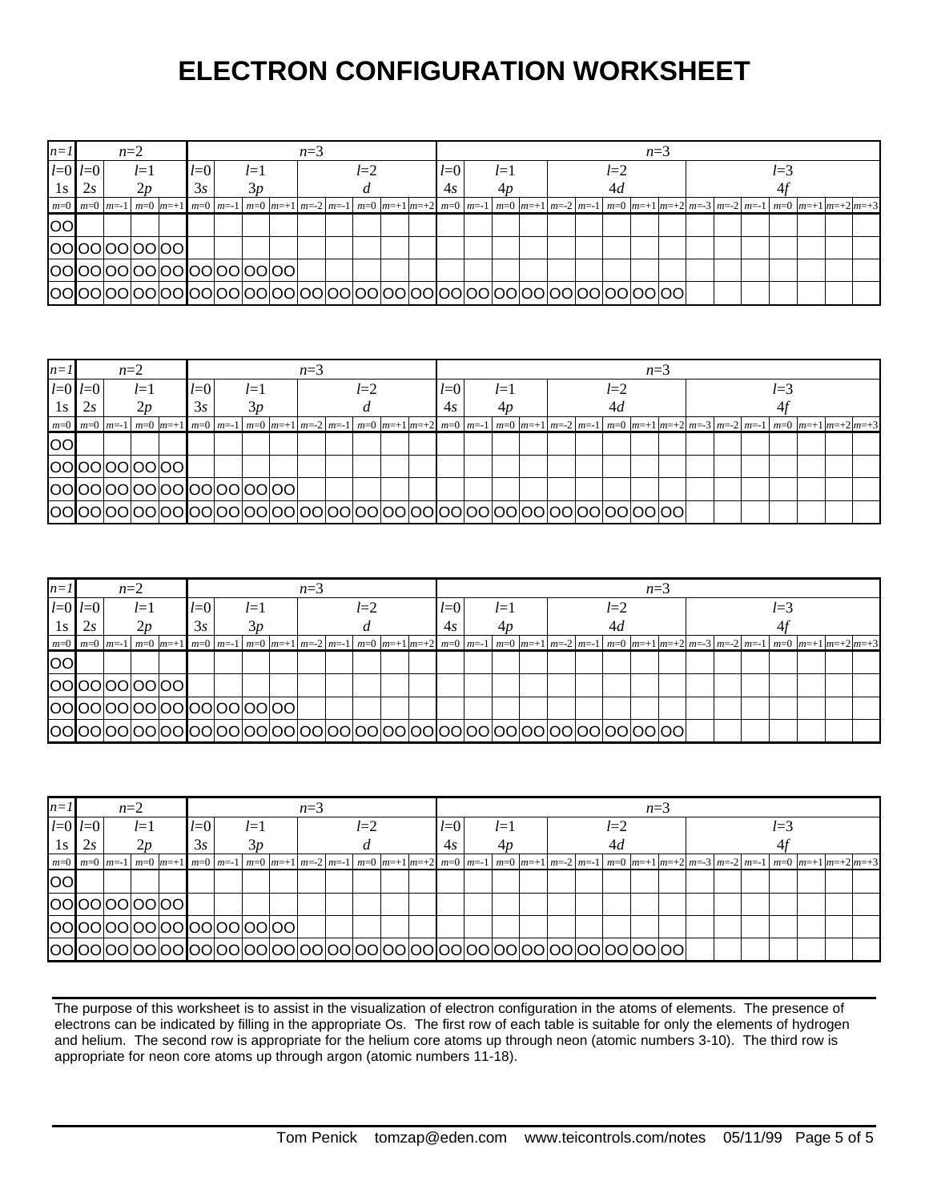# ELECTRON CONFIGURATION WORKSHEET

| n=1 | n=2 | | | | n=3 | | | | | | | | | n=3 | | | | | | | | | | | | | | | |
|---|---|---|---|---|---|---|---|---|---|---|---|---|---|---|---|---|---|---|---|---|---|---|---|---|---|---|---|---|---|
| l=0 | l=0 | l=1 | | | l=0 | l=1 | | | l=2 | | | | | l=0 | l=1 | | | l=2 | | | | | l=3 | | | | | | |
| 1s | 2s | 2p | | | 3s | 3p | | | d | | | | | 4s | 4p | | | 4d | | | | | 4f | | | | | | |
| m=0 | m=0 | m=-1 | m=0 | m=+1 | m=0 | m=-1 | m=0 | m=+1 | m=-2 | m=-1 | m=0 | m=+1 | m=+2 | m=0 | m=-1 | m=0 | m=+1 | m=-2 | m=-1 | m=0 | m=+1 | m=+2 | m=-3 | m=-2 | m=-1 | m=0 | m=+1 | m=+2 | m=+3 |
| OO | | | | | | | | | | | | | | | | | | | | | | | | | | | | | |
| OO | OO | OO | OO | OO | | | | | | | | | | | | | | | | | | | | | | | | | |
| OO | OO | OO | OO | OO | OO | OO | OO | OO | | | | | | | | | | | | | | | | | | | | | |
| OO | OO | OO | OO | OO | OO | OO | OO | OO | OO | OO | OO | OO | OO | OO | OO | OO | OO | OO | OO | OO | OO | OO | | | | | | | |

| n=1 | n=2 | | | | n=3 | | | | | | | | | n=3 | | | | | | | | | | | | | | | |
|---|---|---|---|---|---|---|---|---|---|---|---|---|---|---|---|---|---|---|---|---|---|---|---|---|---|---|---|---|---|
| l=0 | l=0 | l=1 | | | l=0 | l=1 | | | l=2 | | | | | l=0 | l=1 | | | l=2 | | | | | l=3 | | | | | | |
| 1s | 2s | 2p | | | 3s | 3p | | | d | | | | | 4s | 4p | | | 4d | | | | | 4f | | | | | | |
| m=0 | m=0 | m=-1 | m=0 | m=+1 | m=0 | m=-1 | m=0 | m=+1 | m=-2 | m=-1 | m=0 | m=+1 | m=+2 | m=0 | m=-1 | m=0 | m=+1 | m=-2 | m=-1 | m=0 | m=+1 | m=+2 | m=-3 | m=-2 | m=-1 | m=0 | m=+1 | m=+2 | m=+3 |
| OO | | | | | | | | | | | | | | | | | | | | | | | | | | | | | |
| OO | OO | OO | OO | OO | | | | | | | | | | | | | | | | | | | | | | | | | |
| OO | OO | OO | OO | OO | OO | OO | OO | OO | | | | | | | | | | | | | | | | | | | | | |
| OO | OO | OO | OO | OO | OO | OO | OO | OO | OO | OO | OO | OO | OO | OO | OO | OO | OO | OO | OO | OO | OO | OO | | | | | | | |

| n=1 | n=2 | | | | n=3 | | | | | | | | | n=3 | | | | | | | | | | | | | | | |
|---|---|---|---|---|---|---|---|---|---|---|---|---|---|---|---|---|---|---|---|---|---|---|---|---|---|---|---|---|---|
| l=0 | l=0 | l=1 | | | l=0 | l=1 | | | l=2 | | | | | l=0 | l=1 | | | l=2 | | | | | l=3 | | | | | | |
| 1s | 2s | 2p | | | 3s | 3p | | | d | | | | | 4s | 4p | | | 4d | | | | | 4f | | | | | | |
| m=0 | m=0 | m=-1 | m=0 | m=+1 | m=0 | m=-1 | m=0 | m=+1 | m=-2 | m=-1 | m=0 | m=+1 | m=+2 | m=0 | m=-1 | m=0 | m=+1 | m=-2 | m=-1 | m=0 | m=+1 | m=+2 | m=-3 | m=-2 | m=-1 | m=0 | m=+1 | m=+2 | m=+3 |
| OO | | | | | | | | | | | | | | | | | | | | | | | | | | | | | |
| OO | OO | OO | OO | OO | | | | | | | | | | | | | | | | | | | | | | | | | |
| OO | OO | OO | OO | OO | OO | OO | OO | OO | | | | | | | | | | | | | | | | | | | | | |
| OO | OO | OO | OO | OO | OO | OO | OO | OO | OO | OO | OO | OO | OO | OO | OO | OO | OO | OO | OO | OO | OO | OO | | | | | | | |

| n=1 | n=2 | | | | n=3 | | | | | | | | | n=3 | | | | | | | | | | | | | | | |
|---|---|---|---|---|---|---|---|---|---|---|---|---|---|---|---|---|---|---|---|---|---|---|---|---|---|---|---|---|---|
| l=0 | l=0 | l=1 | | | l=0 | l=1 | | | l=2 | | | | | l=0 | l=1 | | | l=2 | | | | | l=3 | | | | | | |
| 1s | 2s | 2p | | | 3s | 3p | | | d | | | | | 4s | 4p | | | 4d | | | | | 4f | | | | | | |
| m=0 | m=0 | m=-1 | m=0 | m=+1 | m=0 | m=-1 | m=0 | m=+1 | m=-2 | m=-1 | m=0 | m=+1 | m=+2 | m=0 | m=-1 | m=0 | m=+1 | m=-2 | m=-1 | m=0 | m=+1 | m=+2 | m=-3 | m=-2 | m=-1 | m=0 | m=+1 | m=+2 | m=+3 |
| OO | | | | | | | | | | | | | | | | | | | | | | | | | | | | | |
| OO | OO | OO | OO | OO | | | | | | | | | | | | | | | | | | | | | | | | | |
| OO | OO | OO | OO | OO | OO | OO | OO | OO | | | | | | | | | | | | | | | | | | | | | |
| OO | OO | OO | OO | OO | OO | OO | OO | OO | OO | OO | OO | OO | OO | OO | OO | OO | OO | OO | OO | OO | OO | OO | | | | | | | |

The purpose of this worksheet is to assist in the visualization of electron configuration in the atoms of elements. The presence of electrons can be indicated by filling in the appropriate Os. The first row of each table is suitable for only the elements of hydrogen and helium. The second row is appropriate for the helium core atoms up through neon (atomic numbers 3-10). The third row is appropriate for neon core atoms up through argon (atomic numbers 11-18).